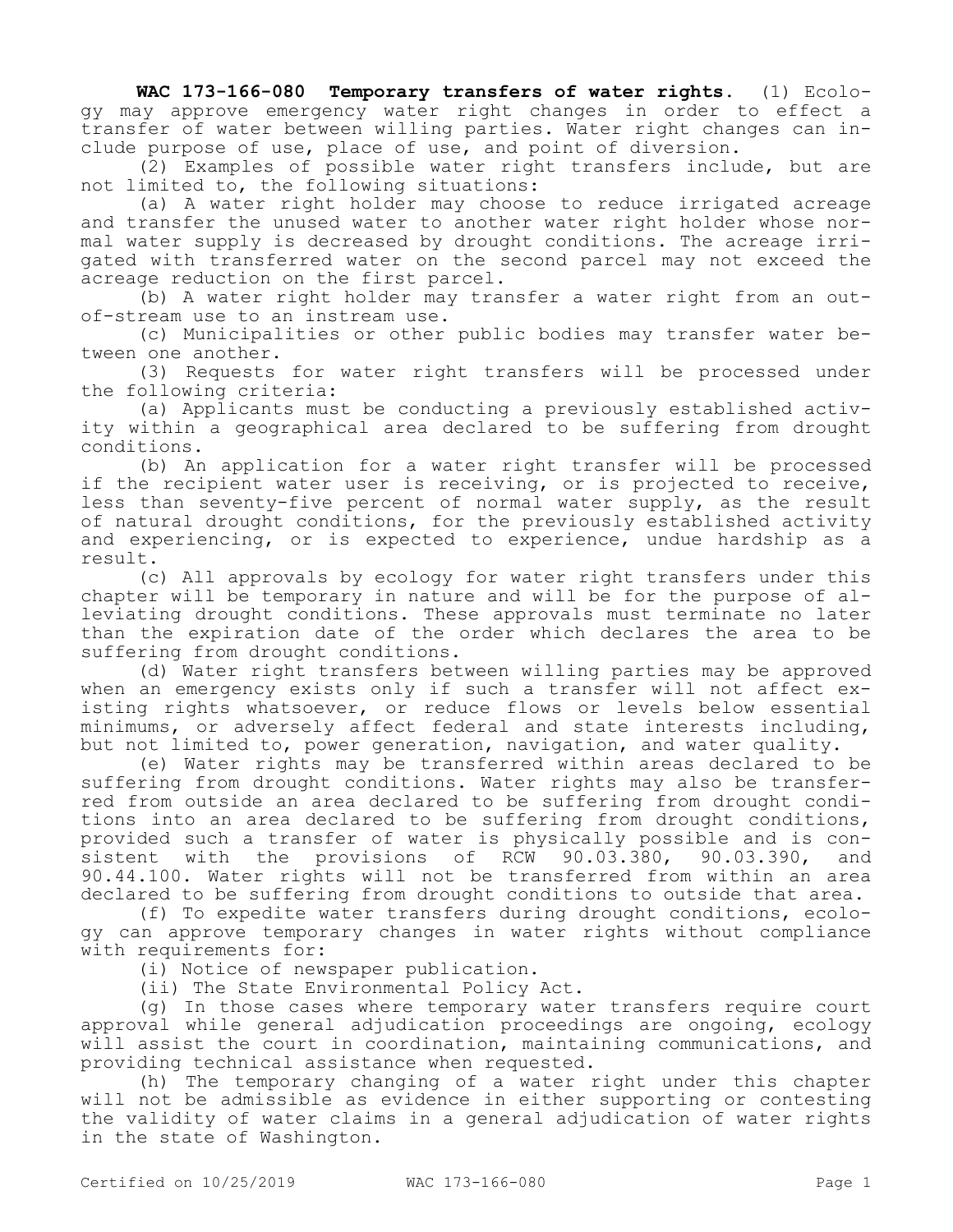**WAC 173-166-080 Temporary transfers of water rights.** (1) Ecology may approve emergency water right changes in order to effect a transfer of water between willing parties. Water right changes can include purpose of use, place of use, and point of diversion.

(2) Examples of possible water right transfers include, but are not limited to, the following situations:

(a) A water right holder may choose to reduce irrigated acreage and transfer the unused water to another water right holder whose normal water supply is decreased by drought conditions. The acreage irrigated with transferred water on the second parcel may not exceed the acreage reduction on the first parcel.

(b) A water right holder may transfer a water right from an out-of-stream use to an instream use.

(c) Municipalities or other public bodies may transfer water between one another.

(3) Requests for water right transfers will be processed under the following criteria:

(a) Applicants must be conducting a previously established activity within a geographical area declared to be suffering from drought conditions.

(b) An application for a water right transfer will be processed if the recipient water user is receiving, or is projected to receive, less than seventy-five percent of normal water supply, as the result of natural drought conditions, for the previously established activity and experiencing, or is expected to experience, undue hardship as a result.

(c) All approvals by ecology for water right transfers under this chapter will be temporary in nature and will be for the purpose of alleviating drought conditions. These approvals must terminate no later than the expiration date of the order which declares the area to be suffering from drought conditions.

(d) Water right transfers between willing parties may be approved when an emergency exists only if such a transfer will not affect existing rights whatsoever, or reduce flows or levels below essential minimums, or adversely affect federal and state interests including, but not limited to, power generation, navigation, and water quality.

(e) Water rights may be transferred within areas declared to be suffering from drought conditions. Water rights may also be transferred from outside an area declared to be suffering from drought conditions into an area declared to be suffering from drought conditions, provided such a transfer of water is physically possible and is consistent with the provisions of RCW 90.03.380, 90.03.390, and 90.44.100. Water rights will not be transferred from within an area declared to be suffering from drought conditions to outside that area.

(f) To expedite water transfers during drought conditions, ecology can approve temporary changes in water rights without compliance with requirements for:

(i) Notice of newspaper publication.

(ii) The State Environmental Policy Act.

(g) In those cases where temporary water transfers require court approval while general adjudication proceedings are ongoing, ecology will assist the court in coordination, maintaining communications, and providing technical assistance when requested.

(h) The temporary changing of a water right under this chapter will not be admissible as evidence in either supporting or contesting the validity of water claims in a general adjudication of water rights in the state of Washington.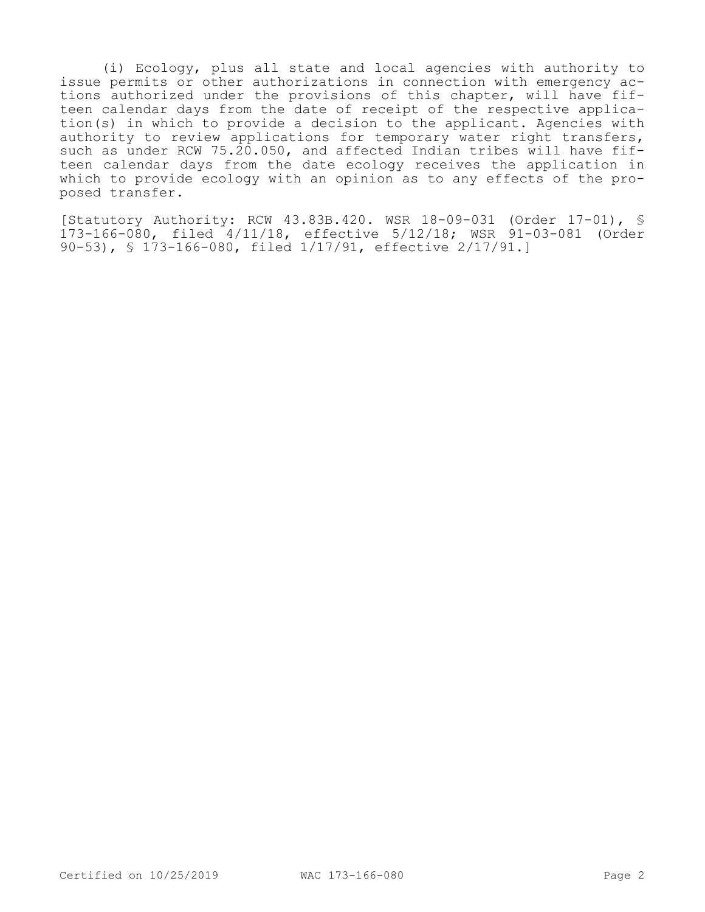(i) Ecology, plus all state and local agencies with authority to issue permits or other authorizations in connection with emergency actions authorized under the provisions of this chapter, will have fifteen calendar days from the date of receipt of the respective application(s) in which to provide a decision to the applicant. Agencies with authority to review applications for temporary water right transfers, such as under RCW 75.20.050, and affected Indian tribes will have fifteen calendar days from the date ecology receives the application in which to provide ecology with an opinion as to any effects of the proposed transfer.

[Statutory Authority: RCW 43.83B.420. WSR 18-09-031 (Order 17-01), § 173-166-080, filed 4/11/18, effective 5/12/18; WSR 91-03-081 (Order 90-53), § 173-166-080, filed 1/17/91, effective 2/17/91.]